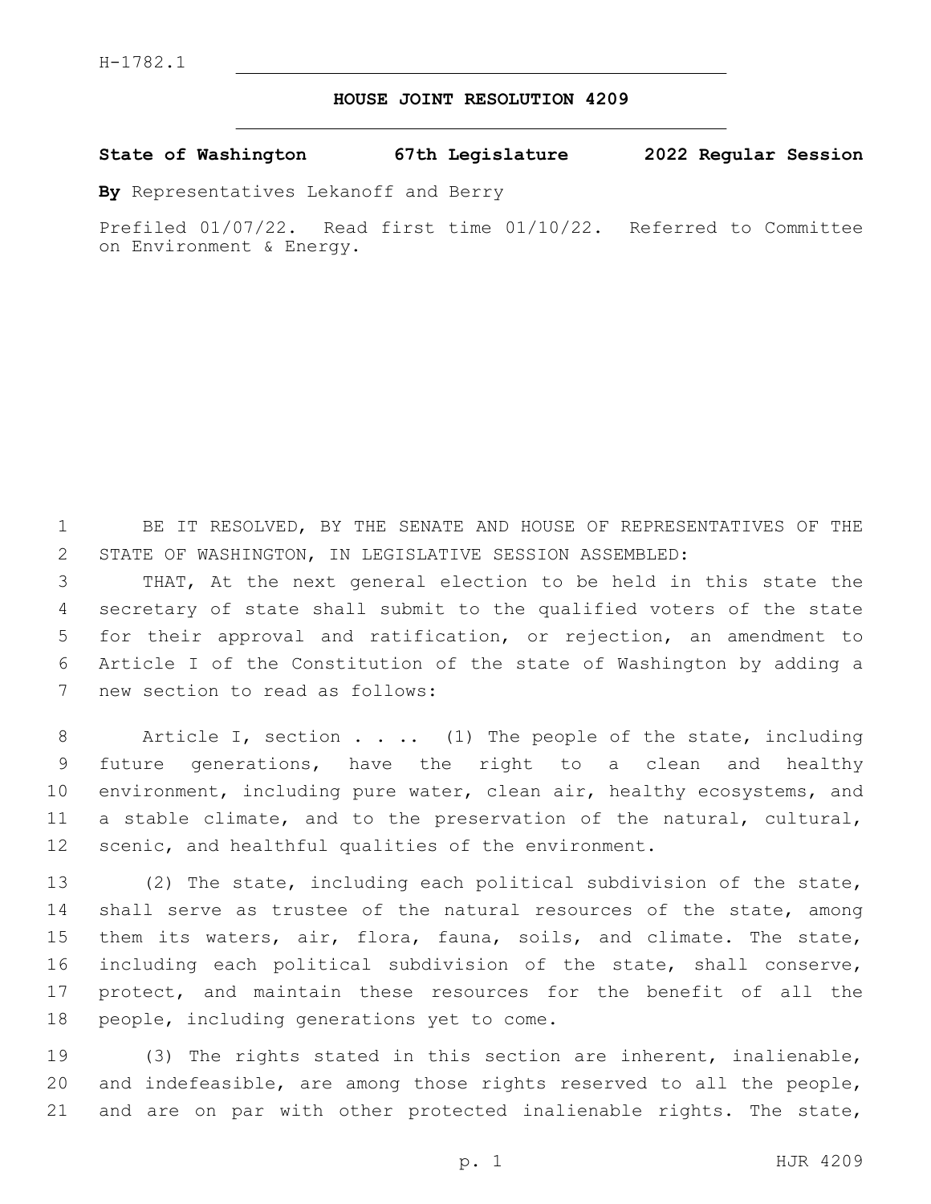H-1782.1

# HOUSE JOINT RESOLUTION 4209

**State of Washington 67th Legislature 2022 Regular Session**

**By** Representatives Lekanoff and Berry

Prefiled 01/07/22. Read first time 01/10/22. Referred to Committee on Environment & Energy.

BE IT RESOLVED, BY THE SENATE AND HOUSE OF REPRESENTATIVES OF THE STATE OF WASHINGTON, IN LEGISLATIVE SESSION ASSEMBLED:

THAT, At the next general election to be held in this state the secretary of state shall submit to the qualified voters of the state for their approval and ratification, or rejection, an amendment to Article I of the Constitution of the state of Washington by adding a new section to read as follows:

Article I, section . . . . (1) The people of the state, including future generations, have the right to a clean and healthy environment, including pure water, clean air, healthy ecosystems, and a stable climate, and to the preservation of the natural, cultural, scenic, and healthful qualities of the environment.

(2) The state, including each political subdivision of the state, shall serve as trustee of the natural resources of the state, among them its waters, air, flora, fauna, soils, and climate. The state, including each political subdivision of the state, shall conserve, protect, and maintain these resources for the benefit of all the people, including generations yet to come.

(3) The rights stated in this section are inherent, inalienable, and indefeasible, are among those rights reserved to all the people, and are on par with other protected inalienable rights. The state,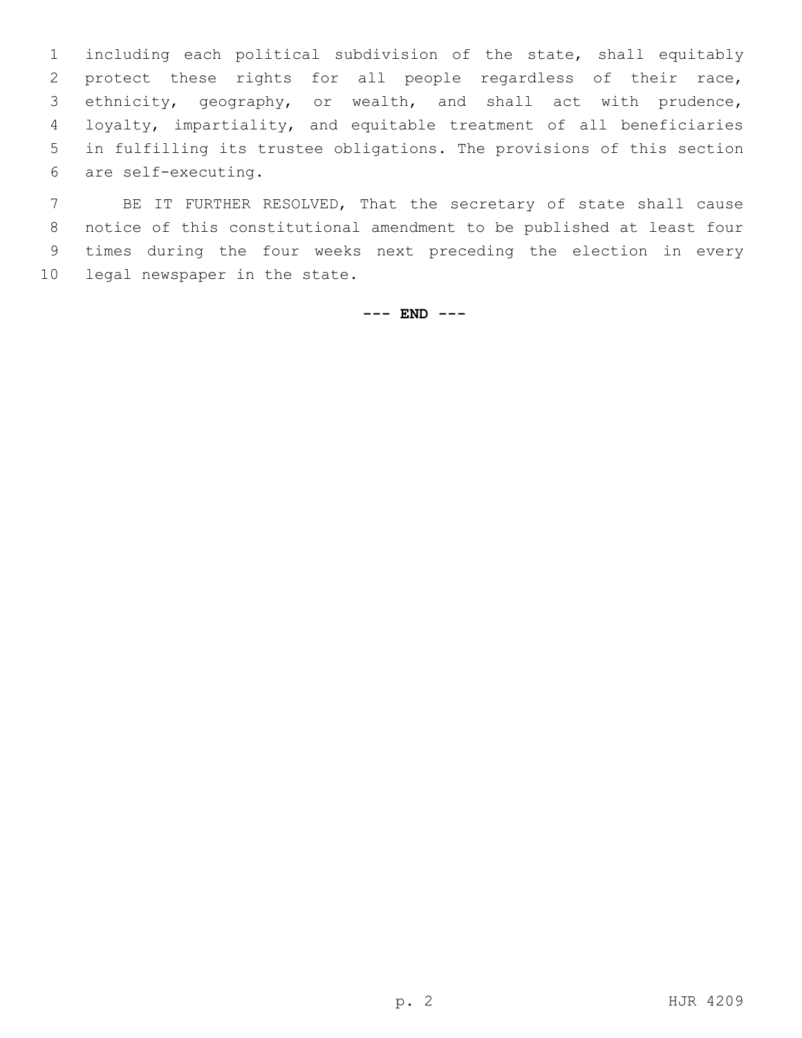including each political subdivision of the state, shall equitably protect these rights for all people regardless of their race, ethnicity, geography, or wealth, and shall act with prudence, loyalty, impartiality, and equitable treatment of all beneficiaries in fulfilling its trustee obligations. The provisions of this section are self-executing.

BE IT FURTHER RESOLVED, That the secretary of state shall cause notice of this constitutional amendment to be published at least four times during the four weeks next preceding the election in every legal newspaper in the state.

**--- END ---**